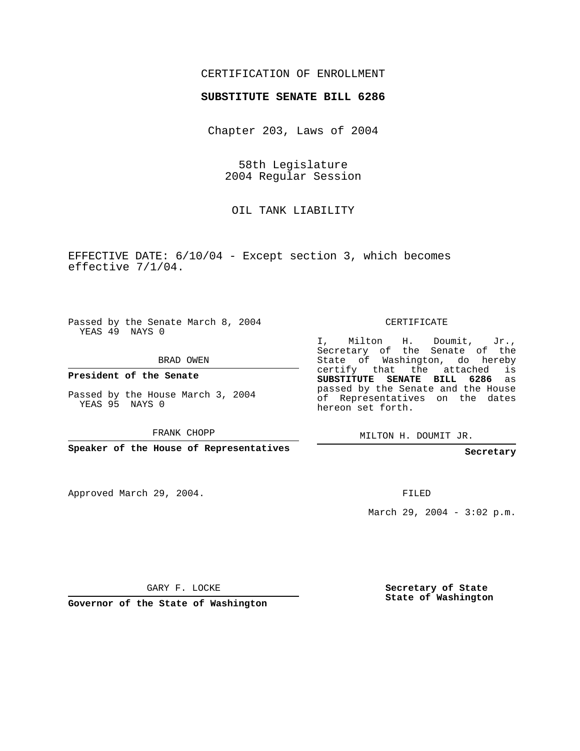CERTIFICATION OF ENROLLMENT

**SUBSTITUTE SENATE BILL 6286**

Chapter 203, Laws of 2004

58th Legislature
2004 Regular Session

OIL TANK LIABILITY

EFFECTIVE DATE: 6/10/04 - Except section 3, which becomes effective 7/1/04.

Passed by the Senate March 8, 2004
YEAS 49 NAYS 0

BRAD OWEN

**President of the Senate**

Passed by the House March 3, 2004
YEAS 95 NAYS 0

FRANK CHOPP

**Speaker of the House of Representatives**

CERTIFICATE

I, Milton H. Doumit, Jr., Secretary of the Senate of the State of Washington, do hereby certify that the attached is **SUBSTITUTE SENATE BILL 6286** as passed by the Senate and the House of Representatives on the dates hereon set forth.

MILTON H. DOUMIT JR.

**Secretary**

Approved March 29, 2004.

FILED

March 29, 2004 - 3:02 p.m.

GARY F. LOCKE

**Governor of the State of Washington**

**Secretary of State**
**State of Washington**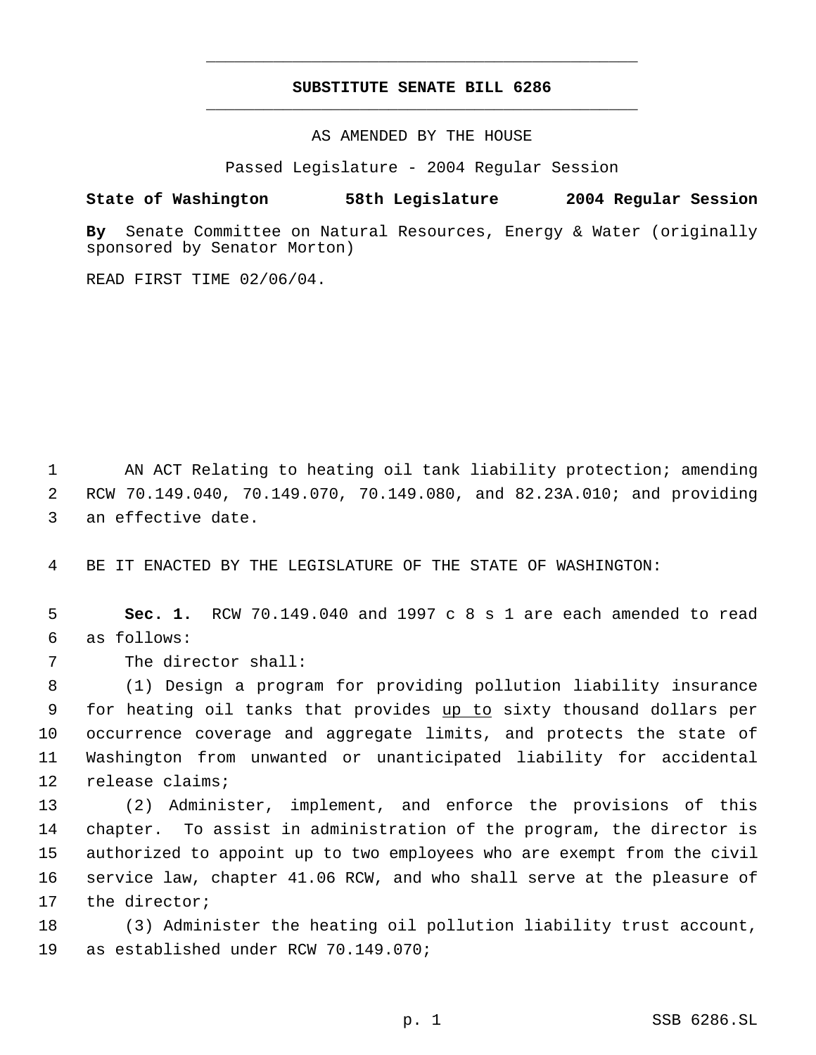# SUBSTITUTE SENATE BILL 6286

AS AMENDED BY THE HOUSE

Passed Legislature - 2004 Regular Session

**State of Washington 58th Legislature 2004 Regular Session**

**By** Senate Committee on Natural Resources, Energy & Water (originally sponsored by Senator Morton)

READ FIRST TIME 02/06/04.

AN ACT Relating to heating oil tank liability protection; amending RCW 70.149.040, 70.149.070, 70.149.080, and 82.23A.010; and providing an effective date.

BE IT ENACTED BY THE LEGISLATURE OF THE STATE OF WASHINGTON:

**Sec. 1.** RCW 70.149.040 and 1997 c 8 s 1 are each amended to read as follows:

The director shall:

(1) Design a program for providing pollution liability insurance for heating oil tanks that provides <u>up to</u> sixty thousand dollars per occurrence coverage and aggregate limits, and protects the state of Washington from unwanted or unanticipated liability for accidental release claims;

(2) Administer, implement, and enforce the provisions of this chapter. To assist in administration of the program, the director is authorized to appoint up to two employees who are exempt from the civil service law, chapter 41.06 RCW, and who shall serve at the pleasure of the director;

(3) Administer the heating oil pollution liability trust account, as established under RCW 70.149.070;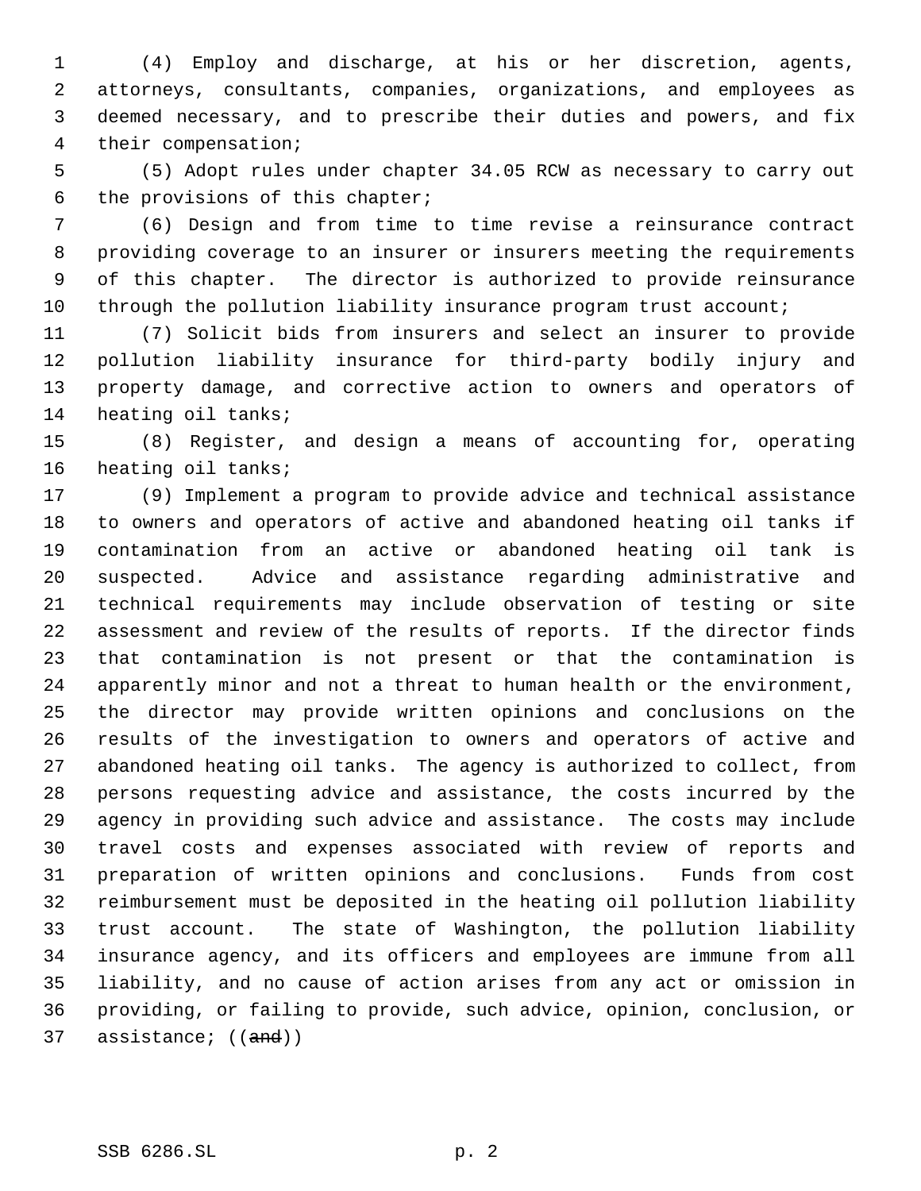(4) Employ and discharge, at his or her discretion, agents, attorneys, consultants, companies, organizations, and employees as deemed necessary, and to prescribe their duties and powers, and fix their compensation;

(5) Adopt rules under chapter 34.05 RCW as necessary to carry out the provisions of this chapter;

(6) Design and from time to time revise a reinsurance contract providing coverage to an insurer or insurers meeting the requirements of this chapter. The director is authorized to provide reinsurance through the pollution liability insurance program trust account;

(7) Solicit bids from insurers and select an insurer to provide pollution liability insurance for third-party bodily injury and property damage, and corrective action to owners and operators of heating oil tanks;

(8) Register, and design a means of accounting for, operating heating oil tanks;

(9) Implement a program to provide advice and technical assistance to owners and operators of active and abandoned heating oil tanks if contamination from an active or abandoned heating oil tank is suspected. Advice and assistance regarding administrative and technical requirements may include observation of testing or site assessment and review of the results of reports. If the director finds that contamination is not present or that the contamination is apparently minor and not a threat to human health or the environment, the director may provide written opinions and conclusions on the results of the investigation to owners and operators of active and abandoned heating oil tanks. The agency is authorized to collect, from persons requesting advice and assistance, the costs incurred by the agency in providing such advice and assistance. The costs may include travel costs and expenses associated with review of reports and preparation of written opinions and conclusions. Funds from cost reimbursement must be deposited in the heating oil pollution liability trust account. The state of Washington, the pollution liability insurance agency, and its officers and employees are immune from all liability, and no cause of action arises from any act or omission in providing, or failing to provide, such advice, opinion, conclusion, or assistance; ((~~and~~))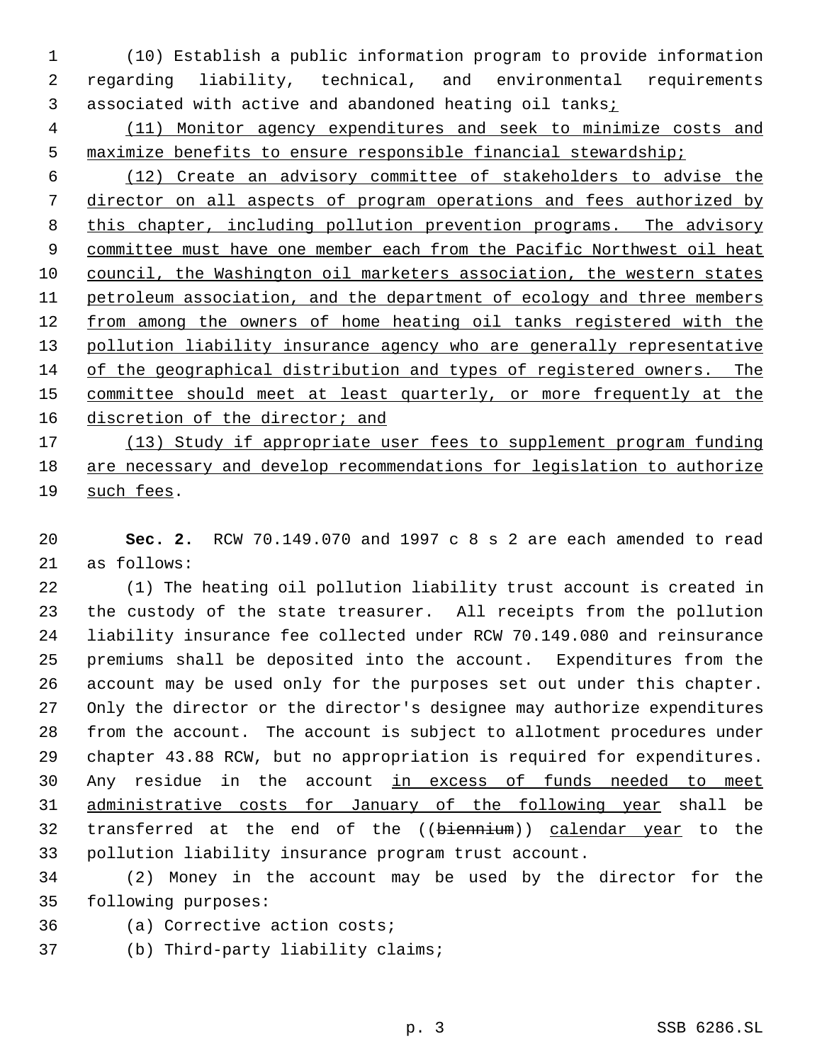(10) Establish a public information program to provide information regarding liability, technical, and environmental requirements associated with active and abandoned heating oil tanks<u>;</u>

<u>(11) Monitor agency expenditures and seek to minimize costs and maximize benefits to ensure responsible financial stewardship;</u>

<u>(12) Create an advisory committee of stakeholders to advise the director on all aspects of program operations and fees authorized by this chapter, including pollution prevention programs. The advisory committee must have one member each from the Pacific Northwest oil heat council, the Washington oil marketers association, the western states petroleum association, and the department of ecology and three members from among the owners of home heating oil tanks registered with the pollution liability insurance agency who are generally representative of the geographical distribution and types of registered owners. The committee should meet at least quarterly, or more frequently at the discretion of the director; and</u>

<u>(13) Study if appropriate user fees to supplement program funding are necessary and develop recommendations for legislation to authorize such fees</u>.

**Sec. 2.** RCW 70.149.070 and 1997 c 8 s 2 are each amended to read as follows:

(1) The heating oil pollution liability trust account is created in the custody of the state treasurer. All receipts from the pollution liability insurance fee collected under RCW 70.149.080 and reinsurance premiums shall be deposited into the account. Expenditures from the account may be used only for the purposes set out under this chapter. Only the director or the director's designee may authorize expenditures from the account. The account is subject to allotment procedures under chapter 43.88 RCW, but no appropriation is required for expenditures. Any residue in the account <u>in excess of funds needed to meet administrative costs for January of the following year</u> shall be transferred at the end of the ((~~biennium~~)) <u>calendar year</u> to the pollution liability insurance program trust account.

(2) Money in the account may be used by the director for the following purposes:

(a) Corrective action costs;

(b) Third-party liability claims;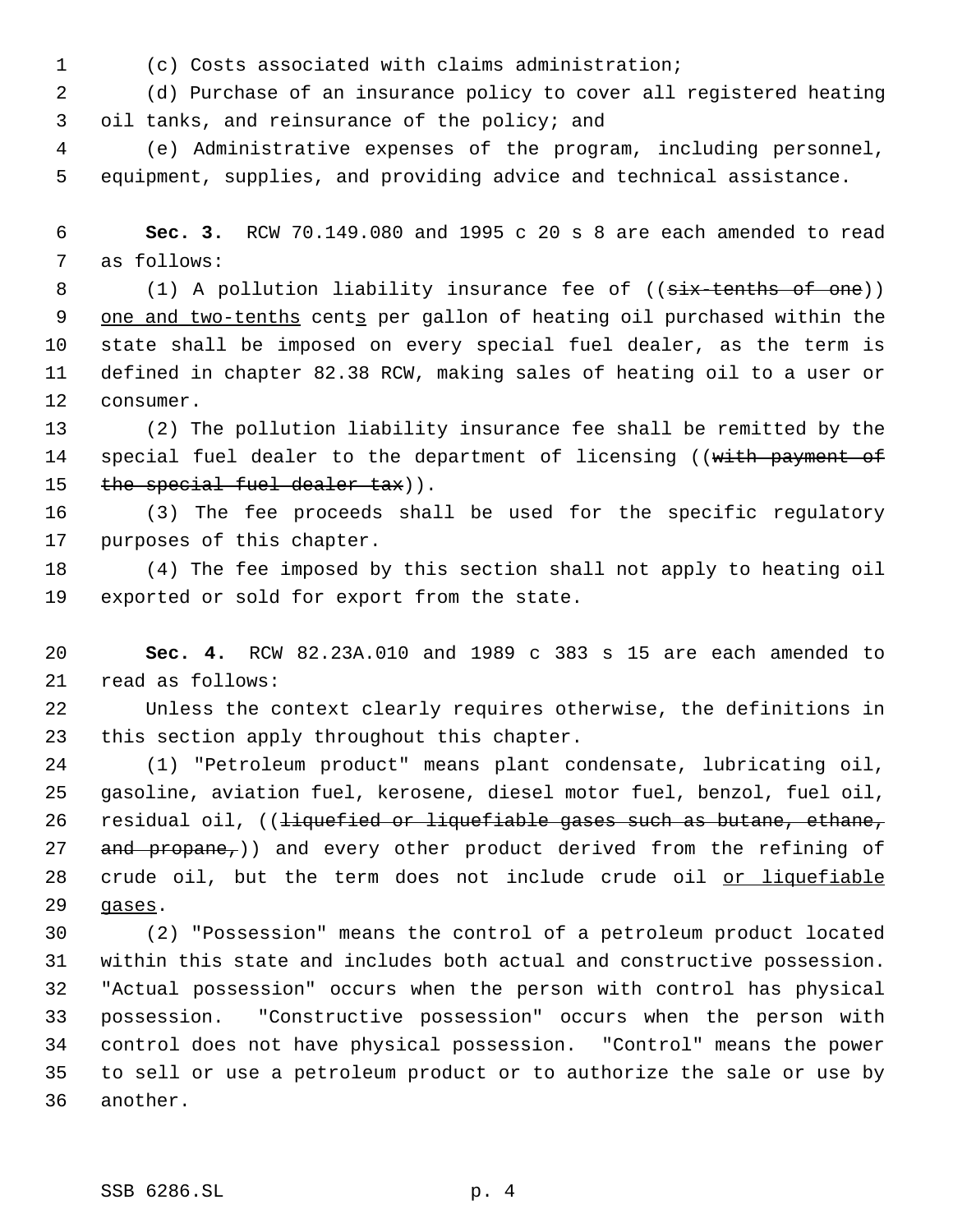(c) Costs associated with claims administration;

(d) Purchase of an insurance policy to cover all registered heating oil tanks, and reinsurance of the policy; and

(e) Administrative expenses of the program, including personnel, equipment, supplies, and providing advice and technical assistance.

**Sec. 3.** RCW 70.149.080 and 1995 c 20 s 8 are each amended to read as follows:

(1) A pollution liability insurance fee of ((~~six-tenths of one~~)) <u>one and two-tenths</u> cent<u>s</u> per gallon of heating oil purchased within the state shall be imposed on every special fuel dealer, as the term is defined in chapter 82.38 RCW, making sales of heating oil to a user or consumer.

(2) The pollution liability insurance fee shall be remitted by the special fuel dealer to the department of licensing ((~~with payment of the special fuel dealer tax~~)).

(3) The fee proceeds shall be used for the specific regulatory purposes of this chapter.

(4) The fee imposed by this section shall not apply to heating oil exported or sold for export from the state.

**Sec. 4.** RCW 82.23A.010 and 1989 c 383 s 15 are each amended to read as follows:

Unless the context clearly requires otherwise, the definitions in this section apply throughout this chapter.

(1) "Petroleum product" means plant condensate, lubricating oil, gasoline, aviation fuel, kerosene, diesel motor fuel, benzol, fuel oil, residual oil, ((~~liquefied or liquefiable gases such as butane, ethane, and propane,~~)) and every other product derived from the refining of crude oil, but the term does not include crude oil <u>or liquefiable gases</u>.

(2) "Possession" means the control of a petroleum product located within this state and includes both actual and constructive possession. "Actual possession" occurs when the person with control has physical possession. "Constructive possession" occurs when the person with control does not have physical possession. "Control" means the power to sell or use a petroleum product or to authorize the sale or use by another.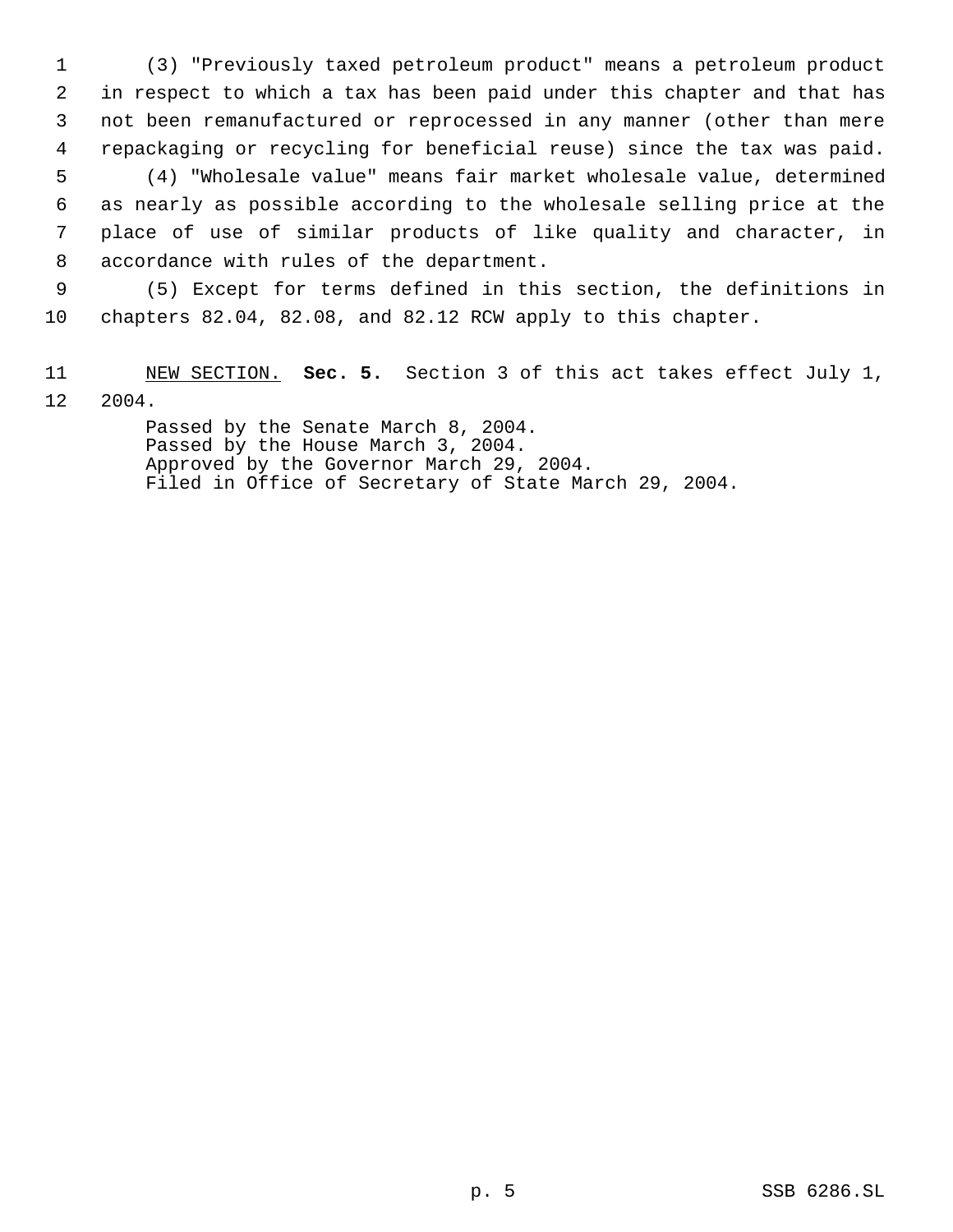(3) "Previously taxed petroleum product" means a petroleum product in respect to which a tax has been paid under this chapter and that has not been remanufactured or reprocessed in any manner (other than mere repackaging or recycling for beneficial reuse) since the tax was paid.

(4) "Wholesale value" means fair market wholesale value, determined as nearly as possible according to the wholesale selling price at the place of use of similar products of like quality and character, in accordance with rules of the department.

(5) Except for terms defined in this section, the definitions in chapters 82.04, 82.08, and 82.12 RCW apply to this chapter.

NEW SECTION. **Sec. 5.** Section 3 of this act takes effect July 1, 2004.

Passed by the Senate March 8, 2004.
Passed by the House March 3, 2004.
Approved by the Governor March 29, 2004.
Filed in Office of Secretary of State March 29, 2004.